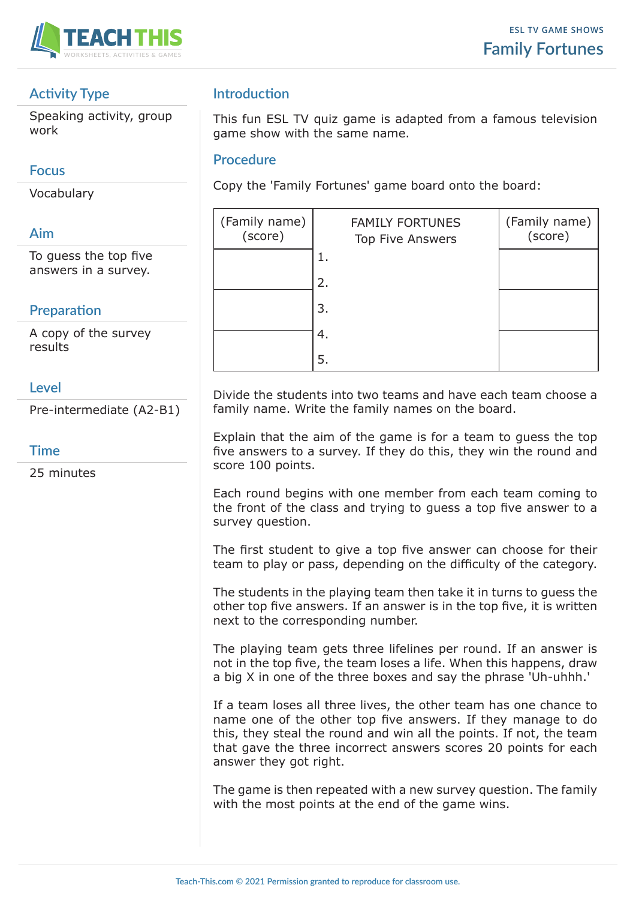ESL TV GAME SHOWS

# Family Fortunes

## Activity Type

Speaking activity, group work

## Focus

Vocabulary

## Aim

To guess the top five answers in a survey.

## Preparation

A copy of the survey results

## Level

Pre-intermediate (A2-B1)

## Time

25 minutes

## Introduction

This fun ESL TV quiz game is adapted from a famous television game show with the same name.

## Procedure

Copy the 'Family Fortunes' game board onto the board:

| (Family name) (score) | FAMILY FORTUNES Top Five Answers | (Family name) (score) |
|---|---|---|
| | 1. | |
| | 2. | |
| | 3. | |
| | 4. | |
| | 5. | |

Divide the students into two teams and have each team choose a family name. Write the family names on the board.

Explain that the aim of the game is for a team to guess the top five answers to a survey. If they do this, they win the round and score 100 points.

Each round begins with one member from each team coming to the front of the class and trying to guess a top five answer to a survey question.

The first student to give a top five answer can choose for their team to play or pass, depending on the difficulty of the category.

The students in the playing team then take it in turns to guess the other top five answers. If an answer is in the top five, it is written next to the corresponding number.

The playing team gets three lifelines per round. If an answer is not in the top five, the team loses a life. When this happens, draw a big X in one of the three boxes and say the phrase 'Uh-uhhh.'

If a team loses all three lives, the other team has one chance to name one of the other top five answers. If they manage to do this, they steal the round and win all the points. If not, the team that gave the three incorrect answers scores 20 points for each answer they got right.

The game is then repeated with a new survey question. The family with the most points at the end of the game wins.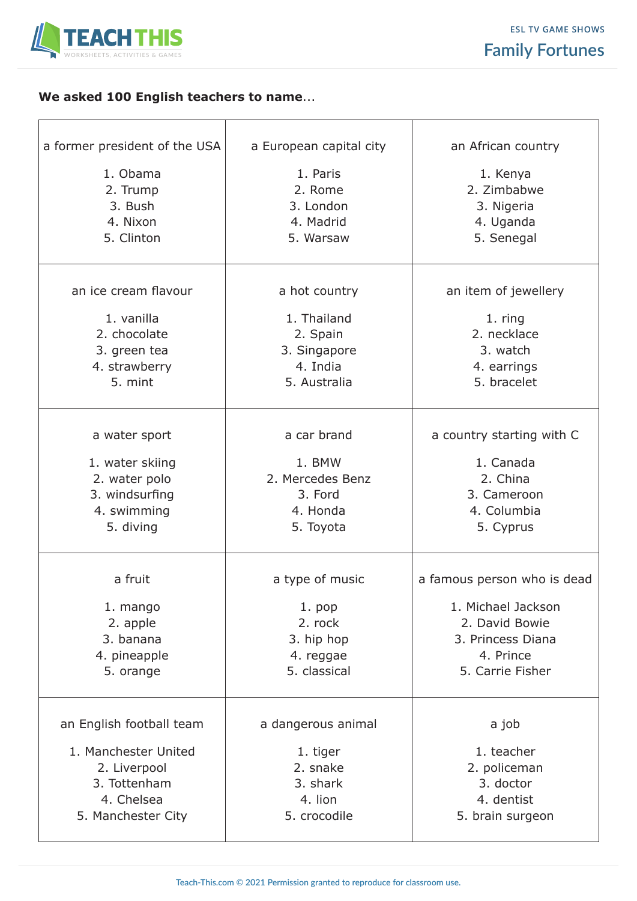**We asked 100 English teachers to name...**

| | | |
|---|---|---|
| a former president of the USA<br><br>1. Obama<br>2. Trump<br>3. Bush<br>4. Nixon<br>5. Clinton | a European capital city<br><br>1. Paris<br>2. Rome<br>3. London<br>4. Madrid<br>5. Warsaw | an African country<br><br>1. Kenya<br>2. Zimbabwe<br>3. Nigeria<br>4. Uganda<br>5. Senegal |
| an ice cream flavour<br><br>1. vanilla<br>2. chocolate<br>3. green tea<br>4. strawberry<br>5. mint | a hot country<br><br>1. Thailand<br>2. Spain<br>3. Singapore<br>4. India<br>5. Australia | an item of jewellery<br><br>1. ring<br>2. necklace<br>3. watch<br>4. earrings<br>5. bracelet |
| a water sport<br><br>1. water skiing<br>2. water polo<br>3. windsurfing<br>4. swimming<br>5. diving | a car brand<br><br>1. BMW<br>2. Mercedes Benz<br>3. Ford<br>4. Honda<br>5. Toyota | a country starting with C<br><br>1. Canada<br>2. China<br>3. Cameroon<br>4. Columbia<br>5. Cyprus |
| a fruit<br><br>1. mango<br>2. apple<br>3. banana<br>4. pineapple<br>5. orange | a type of music<br><br>1. pop<br>2. rock<br>3. hip hop<br>4. reggae<br>5. classical | a famous person who is dead<br><br>1. Michael Jackson<br>2. David Bowie<br>3. Princess Diana<br>4. Prince<br>5. Carrie Fisher |
| an English football team<br><br>1. Manchester United<br>2. Liverpool<br>3. Tottenham<br>4. Chelsea<br>5. Manchester City | a dangerous animal<br><br>1. tiger<br>2. snake<br>3. shark<br>4. lion<br>5. crocodile | a job<br><br>1. teacher<br>2. policeman<br>3. doctor<br>4. dentist<br>5. brain surgeon |